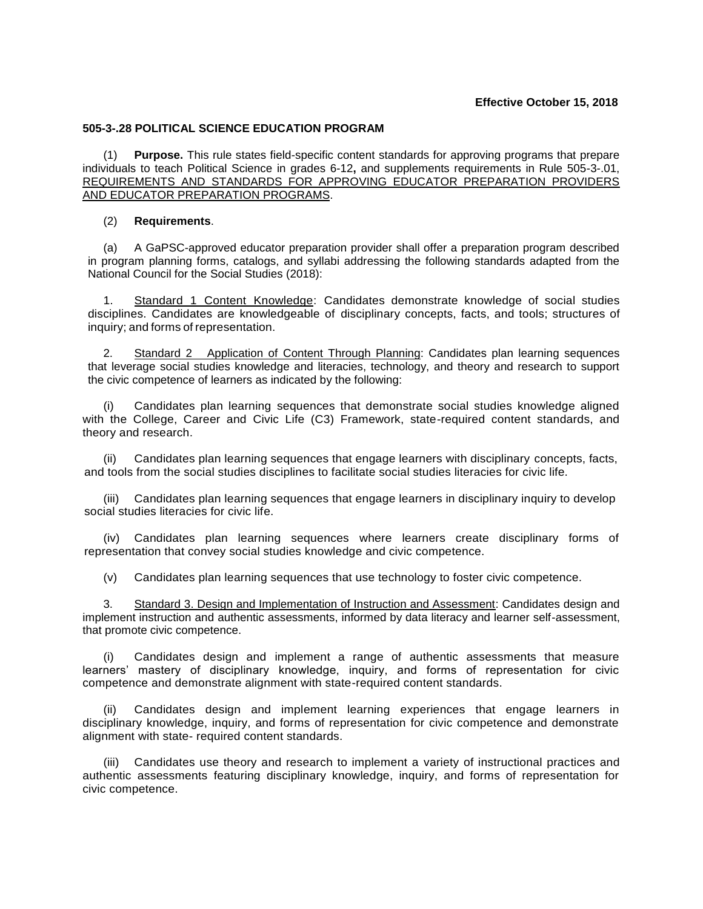**Effective October 15, 2018**

## 505-3-.28 POLITICAL SCIENCE EDUCATION PROGRAM

(1) **Purpose.** This rule states field-specific content standards for approving programs that prepare individuals to teach Political Science in grades 6-12**,** and supplements requirements in Rule 505-3-.01, REQUIREMENTS AND STANDARDS FOR APPROVING EDUCATOR PREPARATION PROVIDERS AND EDUCATOR PREPARATION PROGRAMS.

(2) **Requirements**.

(a) A GaPSC-approved educator preparation provider shall offer a preparation program described in program planning forms, catalogs, and syllabi addressing the following standards adapted from the National Council for the Social Studies (2018):

1. Standard 1 Content Knowledge: Candidates demonstrate knowledge of social studies disciplines. Candidates are knowledgeable of disciplinary concepts, facts, and tools; structures of inquiry; and forms of representation.

2. Standard 2 Application of Content Through Planning: Candidates plan learning sequences that leverage social studies knowledge and literacies, technology, and theory and research to support the civic competence of learners as indicated by the following:

(i) Candidates plan learning sequences that demonstrate social studies knowledge aligned with the College, Career and Civic Life (C3) Framework, state-required content standards, and theory and research.

(ii) Candidates plan learning sequences that engage learners with disciplinary concepts, facts, and tools from the social studies disciplines to facilitate social studies literacies for civic life.

(iii) Candidates plan learning sequences that engage learners in disciplinary inquiry to develop social studies literacies for civic life.

(iv) Candidates plan learning sequences where learners create disciplinary forms of representation that convey social studies knowledge and civic competence.

(v) Candidates plan learning sequences that use technology to foster civic competence.

3. Standard 3. Design and Implementation of Instruction and Assessment: Candidates design and implement instruction and authentic assessments, informed by data literacy and learner self-assessment, that promote civic competence.

(i) Candidates design and implement a range of authentic assessments that measure learners' mastery of disciplinary knowledge, inquiry, and forms of representation for civic competence and demonstrate alignment with state-required content standards.

(ii) Candidates design and implement learning experiences that engage learners in disciplinary knowledge, inquiry, and forms of representation for civic competence and demonstrate alignment with state- required content standards.

(iii) Candidates use theory and research to implement a variety of instructional practices and authentic assessments featuring disciplinary knowledge, inquiry, and forms of representation for civic competence.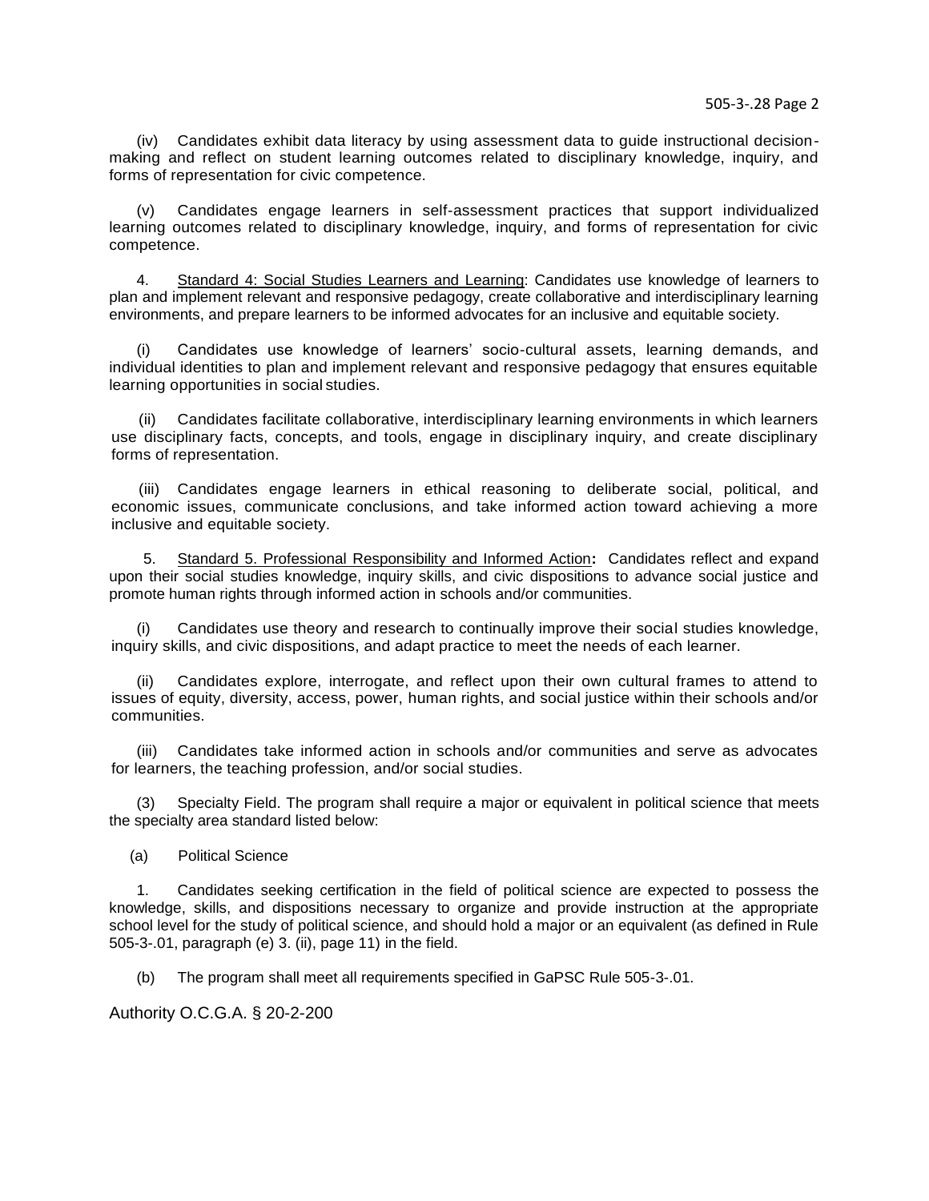(iv) Candidates exhibit data literacy by using assessment data to guide instructional decision-making and reflect on student learning outcomes related to disciplinary knowledge, inquiry, and forms of representation for civic competence.

(v) Candidates engage learners in self-assessment practices that support individualized learning outcomes related to disciplinary knowledge, inquiry, and forms of representation for civic competence.

4. Standard 4: Social Studies Learners and Learning: Candidates use knowledge of learners to plan and implement relevant and responsive pedagogy, create collaborative and interdisciplinary learning environments, and prepare learners to be informed advocates for an inclusive and equitable society.

(i) Candidates use knowledge of learners' socio-cultural assets, learning demands, and individual identities to plan and implement relevant and responsive pedagogy that ensures equitable learning opportunities in social studies.

(ii) Candidates facilitate collaborative, interdisciplinary learning environments in which learners use disciplinary facts, concepts, and tools, engage in disciplinary inquiry, and create disciplinary forms of representation.

(iii) Candidates engage learners in ethical reasoning to deliberate social, political, and economic issues, communicate conclusions, and take informed action toward achieving a more inclusive and equitable society.

5. Standard 5. Professional Responsibility and Informed Action**:** Candidates reflect and expand upon their social studies knowledge, inquiry skills, and civic dispositions to advance social justice and promote human rights through informed action in schools and/or communities.

(i) Candidates use theory and research to continually improve their social studies knowledge, inquiry skills, and civic dispositions, and adapt practice to meet the needs of each learner.

(ii) Candidates explore, interrogate, and reflect upon their own cultural frames to attend to issues of equity, diversity, access, power, human rights, and social justice within their schools and/or communities.

(iii) Candidates take informed action in schools and/or communities and serve as advocates for learners, the teaching profession, and/or social studies.

(3) Specialty Field. The program shall require a major or equivalent in political science that meets the specialty area standard listed below:

(a) Political Science

1. Candidates seeking certification in the field of political science are expected to possess the knowledge, skills, and dispositions necessary to organize and provide instruction at the appropriate school level for the study of political science, and should hold a major or an equivalent (as defined in Rule 505-3-.01, paragraph (e) 3. (ii), page 11) in the field.

(b) The program shall meet all requirements specified in GaPSC Rule 505-3-.01.

Authority O.C.G.A. § 20-2-200